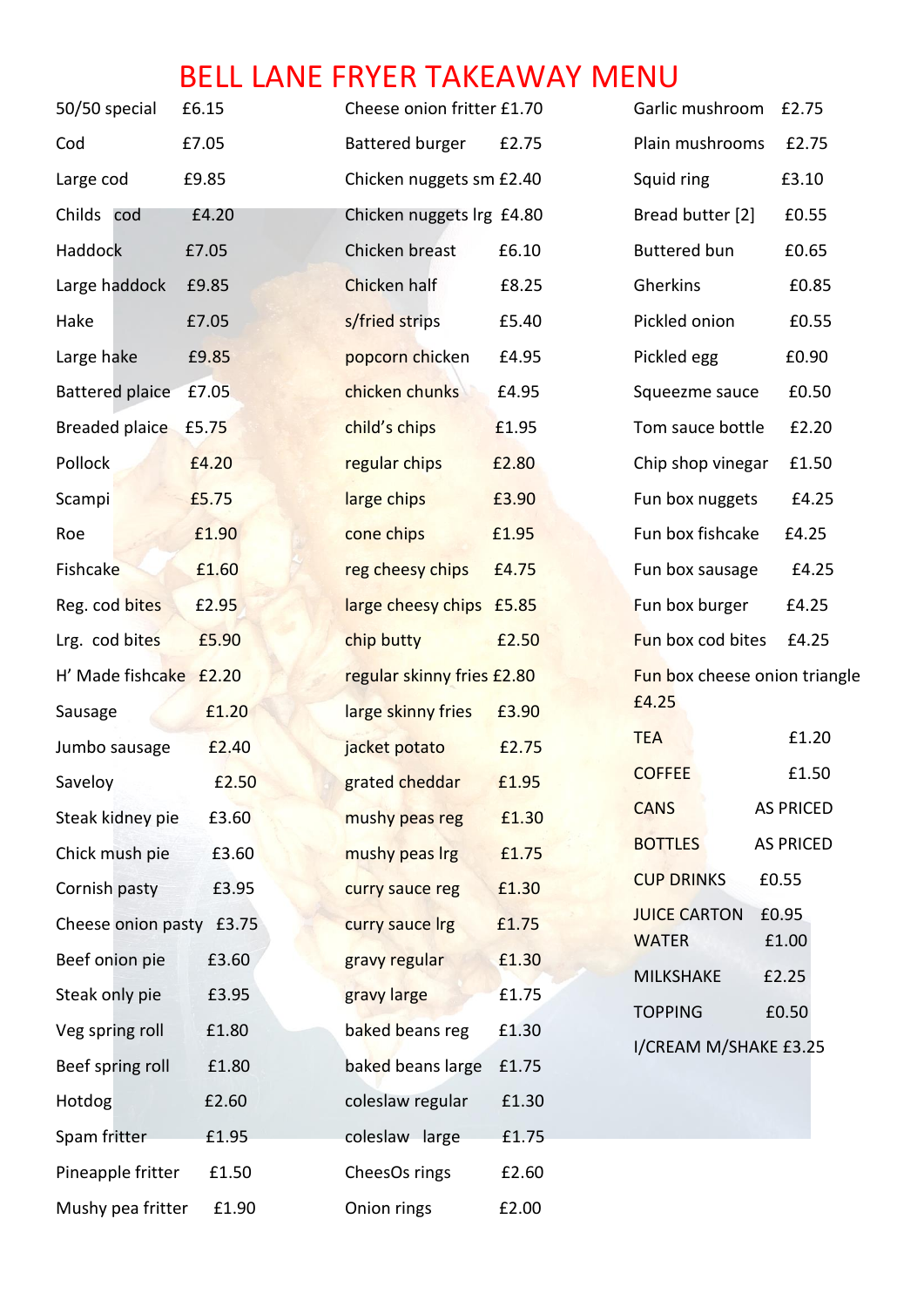# BELL LANE FRYER TAKEAWAY MENU

| Item | Price |
|---|---|
| 50/50 special | £6.15 |
| Cod | £7.05 |
| Large cod | £9.85 |
| Childs cod | £4.20 |
| Haddock | £7.05 |
| Large haddock | £9.85 |
| Hake | £7.05 |
| Large hake | £9.85 |
| Battered plaice | £7.05 |
| Breaded plaice | £5.75 |
| Pollock | £4.20 |
| Scampi | £5.75 |
| Roe | £1.90 |
| Fishcake | £1.60 |
| Reg. cod bites | £2.95 |
| Lrg. cod bites | £5.90 |
| H' Made fishcake | £2.20 |
| Sausage | £1.20 |
| Jumbo sausage | £2.40 |
| Saveloy | £2.50 |
| Steak kidney pie | £3.60 |
| Chick mush pie | £3.60 |
| Cornish pasty | £3.95 |
| Cheese onion pasty | £3.75 |
| Beef onion pie | £3.60 |
| Steak only pie | £3.95 |
| Veg spring roll | £1.80 |
| Beef spring roll | £1.80 |
| Hotdog | £2.60 |
| Spam fritter | £1.95 |
| Pineapple fritter | £1.50 |
| Mushy pea fritter | £1.90 |

| Item | Price |
|---|---|
| Cheese onion fritter | £1.70 |
| Battered burger | £2.75 |
| Chicken nuggets sm | £2.40 |
| Chicken nuggets lrg | £4.80 |
| Chicken breast | £6.10 |
| Chicken half | £8.25 |
| s/fried strips | £5.40 |
| popcorn chicken | £4.95 |
| chicken chunks | £4.95 |
| child's chips | £1.95 |
| regular chips | £2.80 |
| large chips | £3.90 |
| cone chips | £1.95 |
| reg cheesy chips | £4.75 |
| large cheesy chips | £5.85 |
| chip butty | £2.50 |
| regular skinny fries | £2.80 |
| large skinny fries | £3.90 |
| jacket potato | £2.75 |
| grated cheddar | £1.95 |
| mushy peas reg | £1.30 |
| mushy peas lrg | £1.75 |
| curry sauce reg | £1.30 |
| curry sauce lrg | £1.75 |
| gravy regular | £1.30 |
| gravy large | £1.75 |
| baked beans reg | £1.30 |
| baked beans large | £1.75 |
| coleslaw regular | £1.30 |
| coleslaw large | £1.75 |
| CheesOs rings | £2.60 |
| Onion rings | £2.00 |

| Item | Price |
|---|---|
| Garlic mushroom | £2.75 |
| Plain mushrooms | £2.75 |
| Squid ring | £3.10 |
| Bread butter [2] | £0.55 |
| Buttered bun | £0.65 |
| Gherkins | £0.85 |
| Pickled onion | £0.55 |
| Pickled egg | £0.90 |
| Squeezme sauce | £0.50 |
| Tom sauce bottle | £2.20 |
| Chip shop vinegar | £1.50 |
| Fun box nuggets | £4.25 |
| Fun box fishcake | £4.25 |
| Fun box sausage | £4.25 |
| Fun box burger | £4.25 |
| Fun box cod bites | £4.25 |
| Fun box cheese onion triangle | £4.25 |
| TEA | £1.20 |
| COFFEE | £1.50 |
| CANS | AS PRICED |
| BOTTLES | AS PRICED |
| CUP DRINKS | £0.55 |
| JUICE CARTON | £0.95 |
| WATER | £1.00 |
| MILKSHAKE | £2.25 |
| TOPPING | £0.50 |
| I/CREAM M/SHAKE | £3.25 |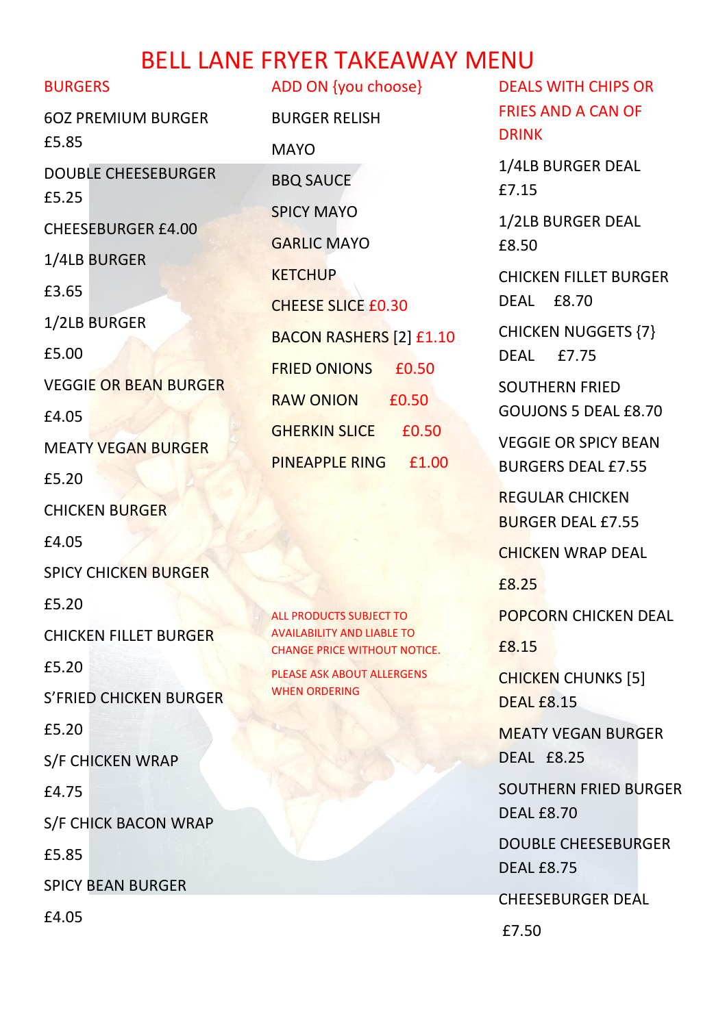# BELL LANE FRYER TAKEAWAY MENU

## BURGERS

6OZ PREMIUM BURGER £5.85

DOUBLE CHEESEBURGER £5.25

CHEESEBURGER £4.00

1/4LB BURGER £3.65

1/2LB BURGER £5.00

VEGGIE OR BEAN BURGER £4.05

MEATY VEGAN BURGER £5.20

CHICKEN BURGER £4.05

SPICY CHICKEN BURGER £5.20

CHICKEN FILLET BURGER £5.20

S'FRIED CHICKEN BURGER £5.20

S/F CHICKEN WRAP £4.75

S/F CHICK BACON WRAP £5.85

SPICY BEAN BURGER £4.05

## ADD ON {you choose}

BURGER RELISH

MAYO

BBQ SAUCE

SPICY MAYO

GARLIC MAYO

KETCHUP

CHEESE SLICE £0.30

BACON RASHERS [2] £1.10

FRIED ONIONS £0.50

RAW ONION £0.50

GHERKIN SLICE £0.50

PINEAPPLE RING £1.00

ALL PRODUCTS SUBJECT TO AVAILABILITY AND LIABLE TO CHANGE PRICE WITHOUT NOTICE.

PLEASE ASK ABOUT ALLERGENS WHEN ORDERING

## DEALS WITH CHIPS OR FRIES AND A CAN OF DRINK

1/4LB BURGER DEAL £7.15

1/2LB BURGER DEAL £8.50

CHICKEN FILLET BURGER DEAL £8.70

CHICKEN NUGGETS {7} DEAL £7.75

SOUTHERN FRIED GOUJONS 5 DEAL £8.70

VEGGIE OR SPICY BEAN BURGERS DEAL £7.55

REGULAR CHICKEN BURGER DEAL £7.55

CHICKEN WRAP DEAL £8.25

POPCORN CHICKEN DEAL £8.15

CHICKEN CHUNKS [5] DEAL £8.15

MEATY VEGAN BURGER DEAL £8.25

SOUTHERN FRIED BURGER DEAL £8.70

DOUBLE CHEESEBURGER DEAL £8.75

CHEESEBURGER DEAL £7.50